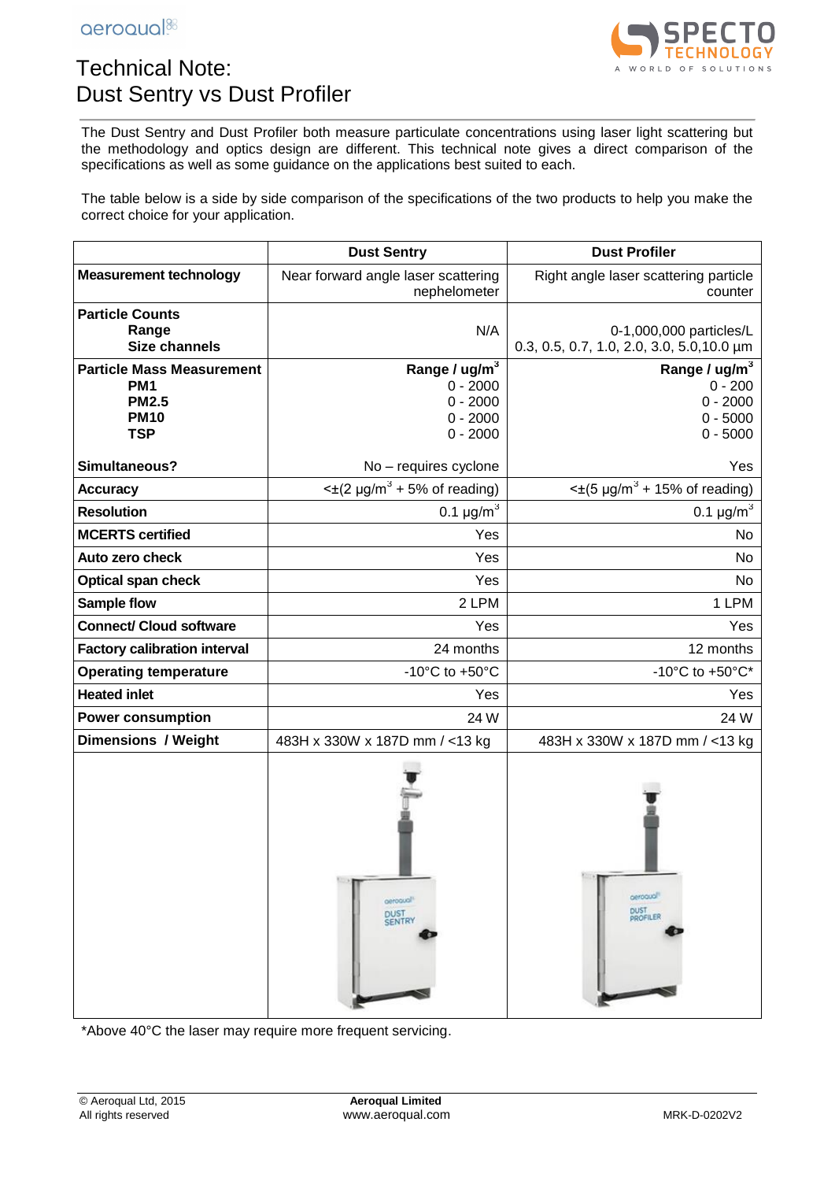# Technical Note:
# Dust Sentry vs Dust Profiler

The Dust Sentry and Dust Profiler both measure particulate concentrations using laser light scattering but the methodology and optics design are different. This technical note gives a direct comparison of the specifications as well as some guidance on the applications best suited to each.

The table below is a side by side comparison of the specifications of the two products to help you make the correct choice for your application.

| | Dust Sentry | Dust Profiler |
|---|---|---|
| **Measurement technology** | Near forward angle laser scattering nephelometer | Right angle laser scattering particle counter |
| **Particle Counts** | | |
| **Range** | N/A | 0-1,000,000 particles/L |
| **Size channels** | | 0.3, 0.5, 0.7, 1.0, 2.0, 3.0, 5.0,10.0 µm |
| **Particle Mass Measurement** | **Range / ug/m$^3$** | **Range / ug/m$^3$** |
| **PM1** | 0 - 2000 | 0 - 200 |
| **PM2.5** | 0 - 2000 | 0 - 2000 |
| **PM10** | 0 - 2000 | 0 - 5000 |
| **TSP** | 0 - 2000 | 0 - 5000 |
| **Simultaneous?** | No – requires cyclone | Yes |
| **Accuracy** | <±(2 µg/m$^3$ + 5% of reading) | <±(5 µg/m$^3$ + 15% of reading) |
| **Resolution** | 0.1 µg/m$^3$ | 0.1 µg/m$^3$ |
| **MCERTS certified** | Yes | No |
| **Auto zero check** | Yes | No |
| **Optical span check** | Yes | No |
| **Sample flow** | 2 LPM | 1 LPM |
| **Connect/ Cloud software** | Yes | Yes |
| **Factory calibration interval** | 24 months | 12 months |
| **Operating temperature** | -10°C to +50°C | -10°C to +50°C* |
| **Heated inlet** | Yes | Yes |
| **Power consumption** | 24 W | 24 W |
| **Dimensions / Weight** | 483H x 330W x 187D mm / <13 kg | 483H x 330W x 187D mm / <13 kg |

*Above 40°C the laser may require more frequent servicing.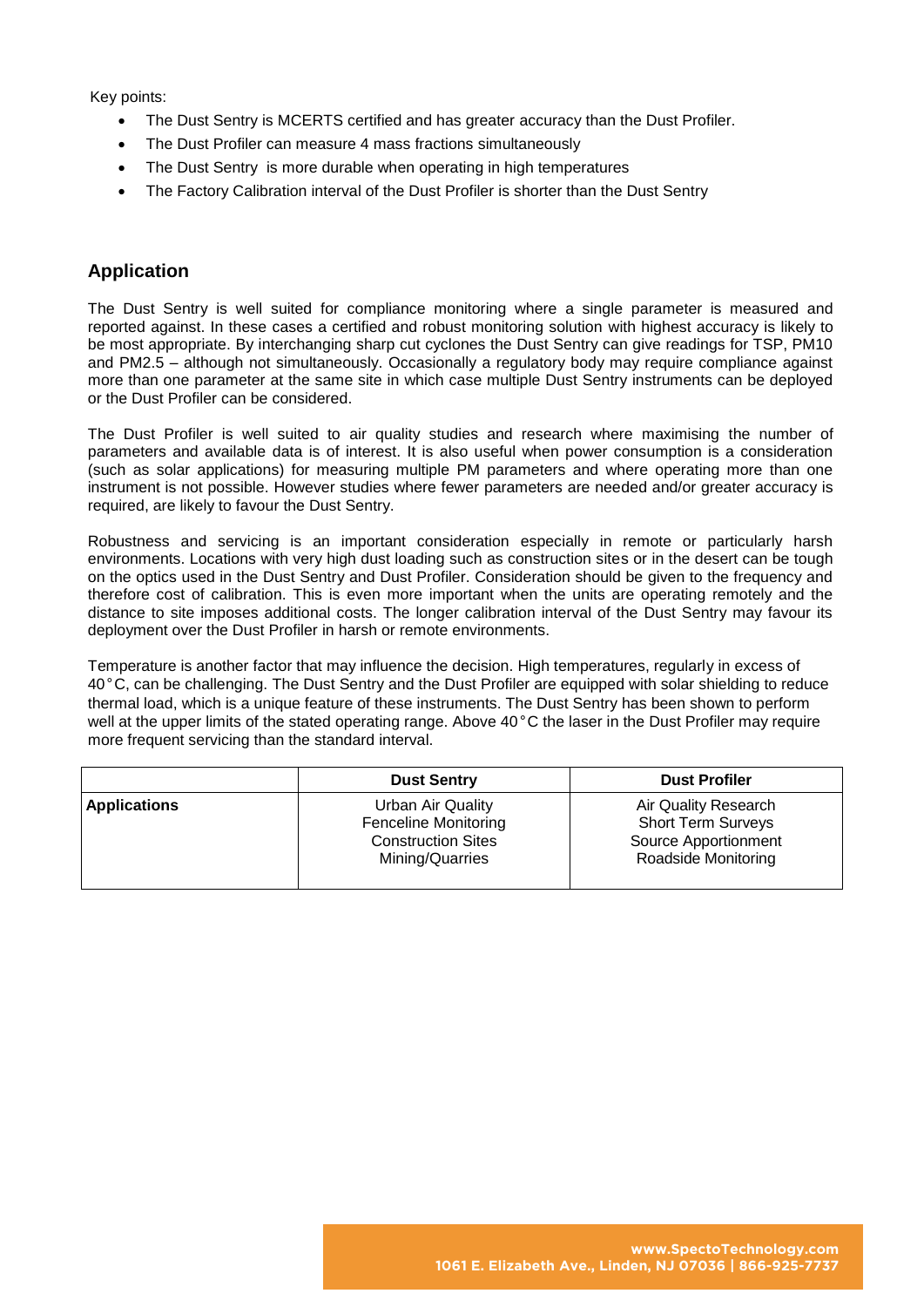Key points:

- The Dust Sentry is MCERTS certified and has greater accuracy than the Dust Profiler.
- The Dust Profiler can measure 4 mass fractions simultaneously
- The Dust Sentry is more durable when operating in high temperatures
- The Factory Calibration interval of the Dust Profiler is shorter than the Dust Sentry

## Application

The Dust Sentry is well suited for compliance monitoring where a single parameter is measured and reported against. In these cases a certified and robust monitoring solution with highest accuracy is likely to be most appropriate. By interchanging sharp cut cyclones the Dust Sentry can give readings for TSP, PM10 and PM2.5 – although not simultaneously. Occasionally a regulatory body may require compliance against more than one parameter at the same site in which case multiple Dust Sentry instruments can be deployed or the Dust Profiler can be considered.

The Dust Profiler is well suited to air quality studies and research where maximising the number of parameters and available data is of interest. It is also useful when power consumption is a consideration (such as solar applications) for measuring multiple PM parameters and where operating more than one instrument is not possible. However studies where fewer parameters are needed and/or greater accuracy is required, are likely to favour the Dust Sentry.

Robustness and servicing is an important consideration especially in remote or particularly harsh environments. Locations with very high dust loading such as construction sites or in the desert can be tough on the optics used in the Dust Sentry and Dust Profiler. Consideration should be given to the frequency and therefore cost of calibration. This is even more important when the units are operating remotely and the distance to site imposes additional costs. The longer calibration interval of the Dust Sentry may favour its deployment over the Dust Profiler in harsh or remote environments.

Temperature is another factor that may influence the decision. High temperatures, regularly in excess of 40°C, can be challenging. The Dust Sentry and the Dust Profiler are equipped with solar shielding to reduce thermal load, which is a unique feature of these instruments. The Dust Sentry has been shown to perform well at the upper limits of the stated operating range. Above 40°C the laser in the Dust Profiler may require more frequent servicing than the standard interval.

| | Dust Sentry | Dust Profiler |
|---|---|---|
| **Applications** | Urban Air Quality<br>Fenceline Monitoring<br>Construction Sites<br>Mining/Quarries | Air Quality Research<br>Short Term Surveys<br>Source Apportionment<br>Roadside Monitoring |